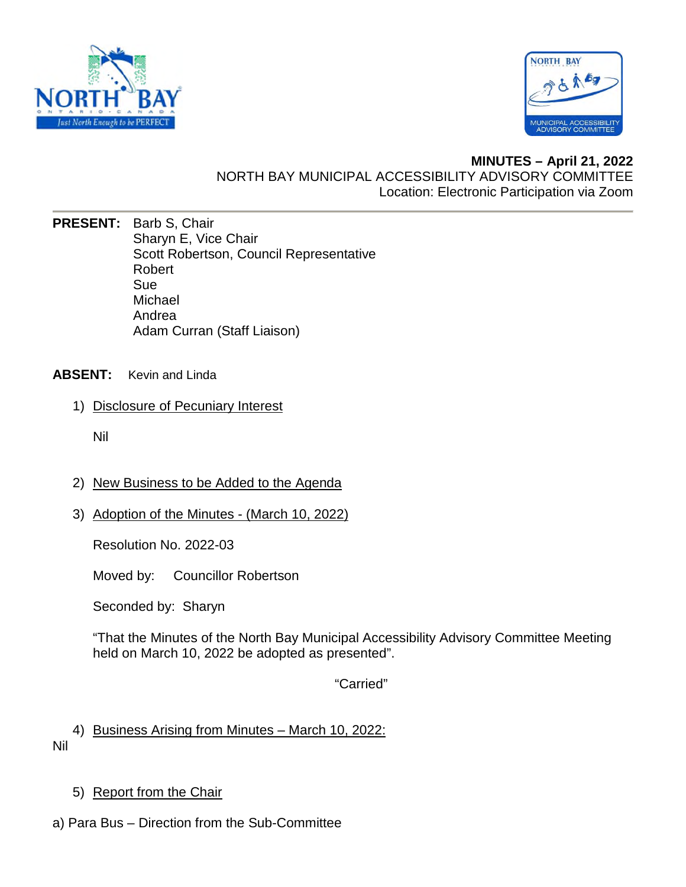**MINUTES – April 21, 2022**
NORTH BAY MUNICIPAL ACCESSIBILITY ADVISORY COMMITTEE
Location: Electronic Participation via Zoom

---

**PRESENT:** Barb S, Chair
Sharyn E, Vice Chair
Scott Robertson, Council Representative
Robert
Sue
Michael
Andrea
Adam Curran (Staff Liaison)

**ABSENT:** Kevin and Linda

1) Disclosure of Pecuniary Interest

Nil

2) New Business to be Added to the Agenda

3) Adoption of the Minutes - (March 10, 2022)

Resolution No. 2022-03

Moved by: Councillor Robertson

Seconded by: Sharyn

"That the Minutes of the North Bay Municipal Accessibility Advisory Committee Meeting held on March 10, 2022 be adopted as presented".

"Carried"

4) Business Arising from Minutes – March 10, 2022:

Nil

5) Report from the Chair

a) Para Bus – Direction from the Sub-Committee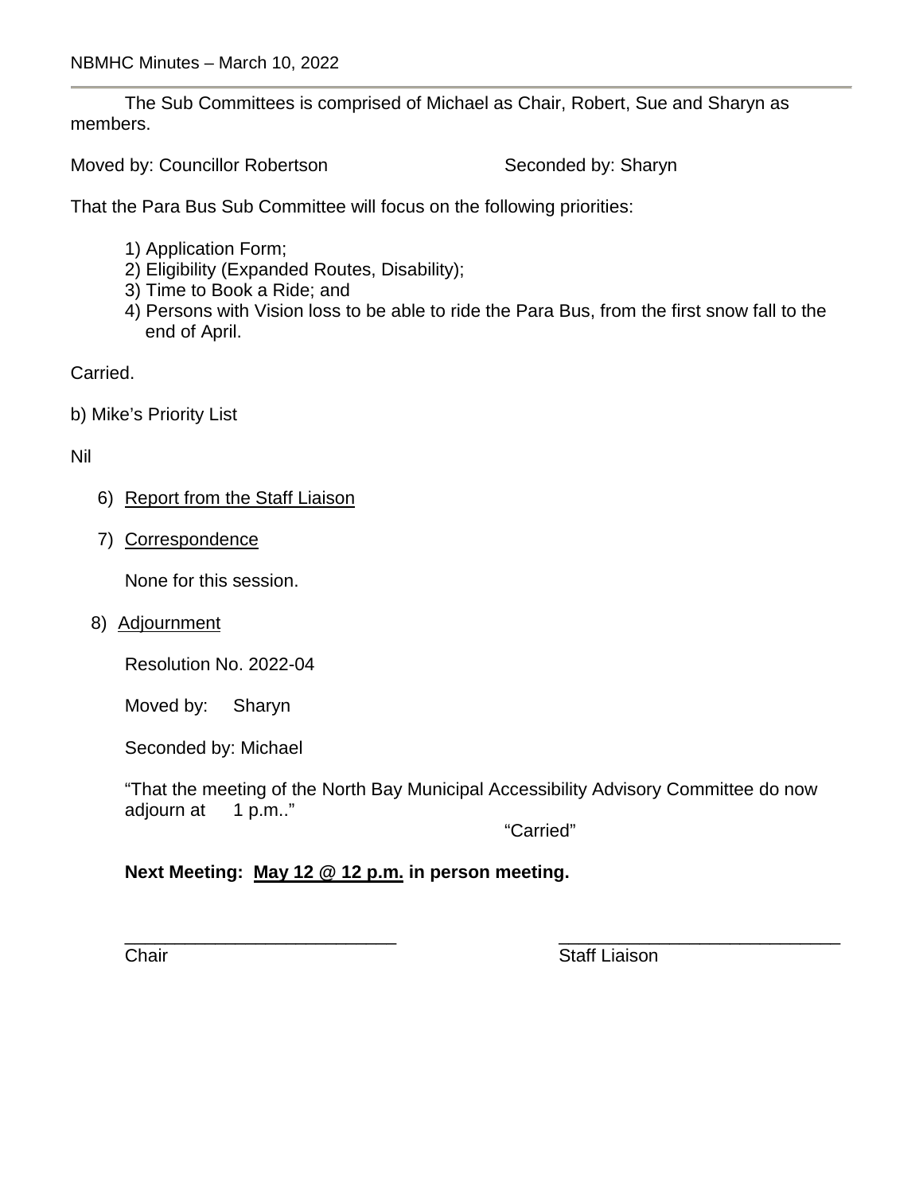The Sub Committees is comprised of Michael as Chair, Robert, Sue and Sharyn as members.

Moved by: Councillor Robertson Seconded by: Sharyn

That the Para Bus Sub Committee will focus on the following priorities:

1) Application Form;
2) Eligibility (Expanded Routes, Disability);
3) Time to Book a Ride; and
4) Persons with Vision loss to be able to ride the Para Bus, from the first snow fall to the end of April.

Carried.

b) Mike's Priority List

Nil

6) Report from the Staff Liaison

7) Correspondence

None for this session.

8) Adjournment

Resolution No. 2022-04

Moved by: Sharyn

Seconded by: Michael

"That the meeting of the North Bay Municipal Accessibility Advisory Committee do now adjourn at 1 p.m.."

"Carried"

**Next Meeting: May 12 @ 12 p.m. in person meeting.**

___________________________ Chair

_____________________________ Staff Liaison